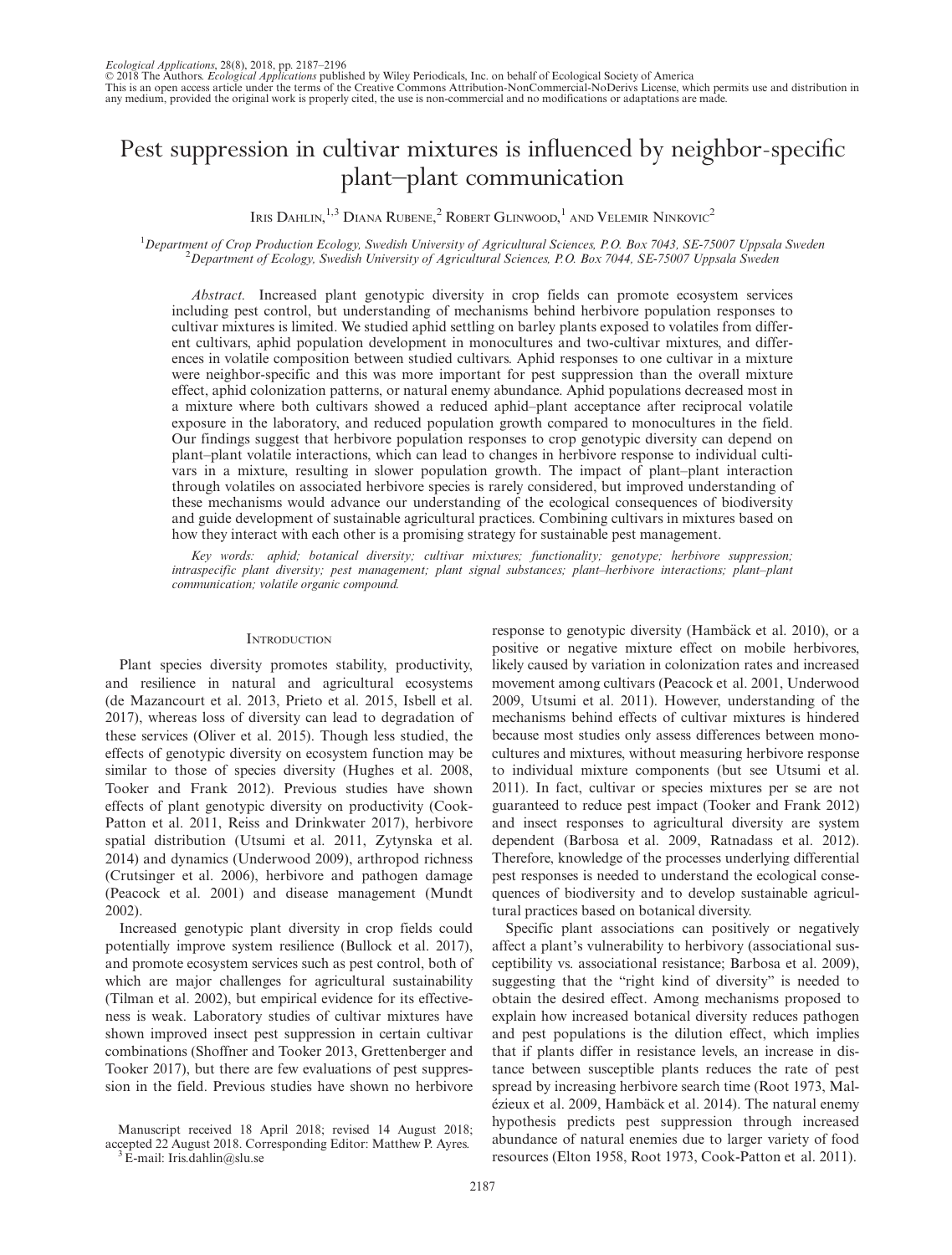# Pest suppression in cultivar mixtures is influenced by neighbor-specific plant–plant communication

Iris Dahlin,[1,3] Diana Rubene,[2] Robert Glinwood,[1] and Velemir Ninkovic[2]

[1]*Department of Crop Production Ecology, Swedish University of Agricultural Sciences, P.O. Box 7043, SE-75007 Uppsala Sweden*
[2]*Department of Ecology, Swedish University of Agricultural Sciences, P.O. Box 7044, SE-75007 Uppsala Sweden*

*Abstract.* Increased plant genotypic diversity in crop fields can promote ecosystem services including pest control, but understanding of mechanisms behind herbivore population responses to cultivar mixtures is limited. We studied aphid settling on barley plants exposed to volatiles from different cultivars, aphid population development in monocultures and two-cultivar mixtures, and differences in volatile composition between studied cultivars. Aphid responses to one cultivar in a mixture were neighbor-specific and this was more important for pest suppression than the overall mixture effect, aphid colonization patterns, or natural enemy abundance. Aphid populations decreased most in a mixture where both cultivars showed a reduced aphid–plant acceptance after reciprocal volatile exposure in the laboratory, and reduced population growth compared to monocultures in the field. Our findings suggest that herbivore population responses to crop genotypic diversity can depend on plant–plant volatile interactions, which can lead to changes in herbivore response to individual cultivars in a mixture, resulting in slower population growth. The impact of plant–plant interaction through volatiles on associated herbivore species is rarely considered, but improved understanding of these mechanisms would advance our understanding of the ecological consequences of biodiversity and guide development of sustainable agricultural practices. Combining cultivars in mixtures based on how they interact with each other is a promising strategy for sustainable pest management.

*Key words: aphid; botanical diversity; cultivar mixtures; functionality; genotype; herbivore suppression; intraspecific plant diversity; pest management; plant signal substances; plant–herbivore interactions; plant–plant communication; volatile organic compound.*

## Introduction

Plant species diversity promotes stability, productivity, and resilience in natural and agricultural ecosystems (de Mazancourt et al. 2013, Prieto et al. 2015, Isbell et al. 2017), whereas loss of diversity can lead to degradation of these services (Oliver et al. 2015). Though less studied, the effects of genotypic diversity on ecosystem function may be similar to those of species diversity (Hughes et al. 2008, Tooker and Frank 2012). Previous studies have shown effects of plant genotypic diversity on productivity (Cook-Patton et al. 2011, Reiss and Drinkwater 2017), herbivore spatial distribution (Utsumi et al. 2011, Zytynska et al. 2014) and dynamics (Underwood 2009), arthropod richness (Crutsinger et al. 2006), herbivore and pathogen damage (Peacock et al. 2001) and disease management (Mundt 2002).

Increased genotypic plant diversity in crop fields could potentially improve system resilience (Bullock et al. 2017), and promote ecosystem services such as pest control, both of which are major challenges for agricultural sustainability (Tilman et al. 2002), but empirical evidence for its effectiveness is weak. Laboratory studies of cultivar mixtures have shown improved insect pest suppression in certain cultivar combinations (Shoffner and Tooker 2013, Grettenberger and Tooker 2017), but there are few evaluations of pest suppression in the field. Previous studies have shown no herbivore response to genotypic diversity (Hambäck et al. 2010), or a positive or negative mixture effect on mobile herbivores, likely caused by variation in colonization rates and increased movement among cultivars (Peacock et al. 2001, Underwood 2009, Utsumi et al. 2011). However, understanding of the mechanisms behind effects of cultivar mixtures is hindered because most studies only assess differences between monocultures and mixtures, without measuring herbivore response to individual mixture components (but see Utsumi et al. 2011). In fact, cultivar or species mixtures per se are not guaranteed to reduce pest impact (Tooker and Frank 2012) and insect responses to agricultural diversity are system dependent (Barbosa et al. 2009, Ratnadass et al. 2012). Therefore, knowledge of the processes underlying differential pest responses is needed to understand the ecological consequences of biodiversity and to develop sustainable agricultural practices based on botanical diversity.

Specific plant associations can positively or negatively affect a plant's vulnerability to herbivory (associational susceptibility vs. associational resistance; Barbosa et al. 2009), suggesting that the "right kind of diversity" is needed to obtain the desired effect. Among mechanisms proposed to explain how increased botanical diversity reduces pathogen and pest populations is the dilution effect, which implies that if plants differ in resistance levels, an increase in distance between susceptible plants reduces the rate of pest spread by increasing herbivore search time (Root 1973, Malézieux et al. 2009, Hambäck et al. 2014). The natural enemy hypothesis predicts pest suppression through increased abundance of natural enemies due to larger variety of food resources (Elton 1958, Root 1973, Cook-Patton et al. 2011).

Manuscript received 18 April 2018; revised 14 August 2018; accepted 22 August 2018. Corresponding Editor: Matthew P. Ayres.
[3] E-mail: Iris.dahlin@slu.se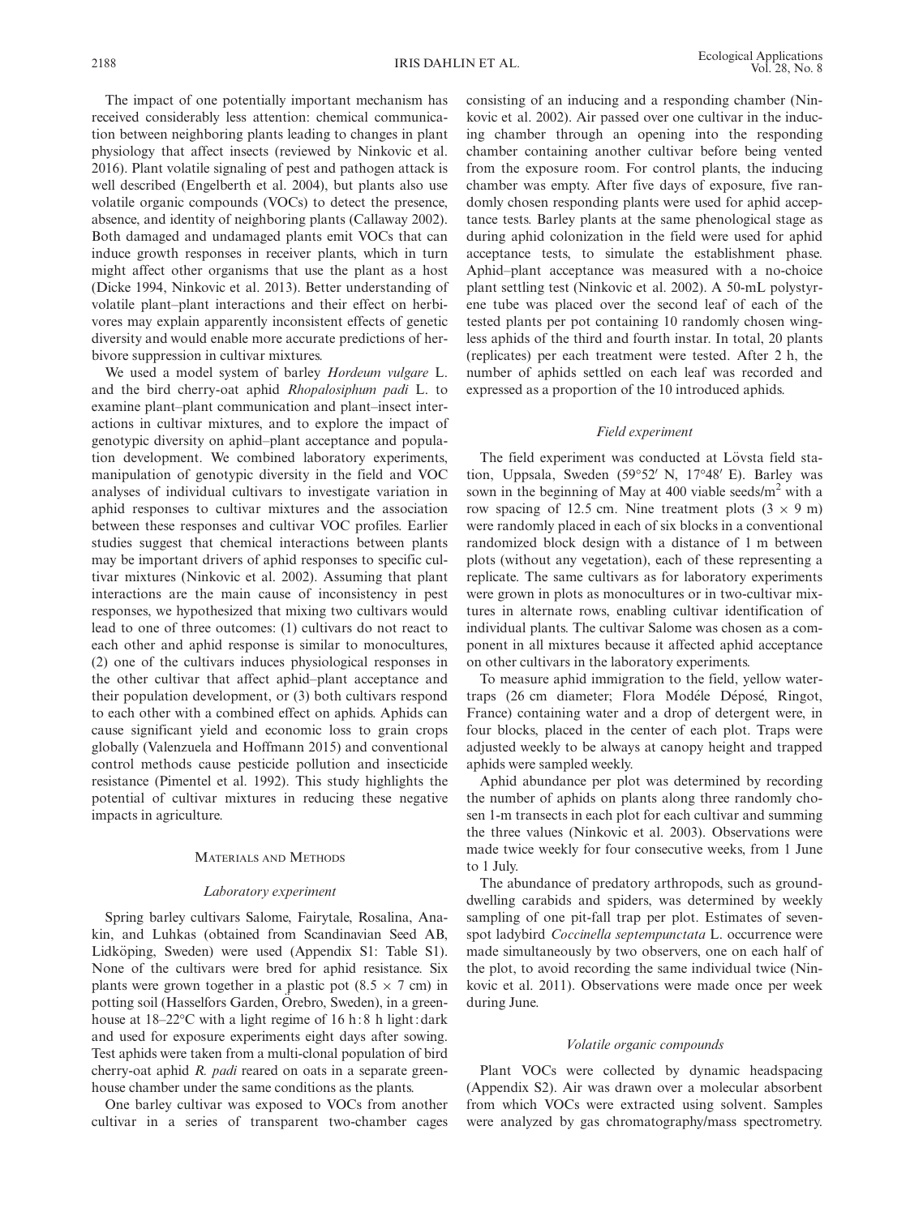The impact of one potentially important mechanism has received considerably less attention: chemical communication between neighboring plants leading to changes in plant physiology that affect insects (reviewed by Ninkovic et al. 2016). Plant volatile signaling of pest and pathogen attack is well described (Engelberth et al. 2004), but plants also use volatile organic compounds (VOCs) to detect the presence, absence, and identity of neighboring plants (Callaway 2002). Both damaged and undamaged plants emit VOCs that can induce growth responses in receiver plants, which in turn might affect other organisms that use the plant as a host (Dicke 1994, Ninkovic et al. 2013). Better understanding of volatile plant–plant interactions and their effect on herbivores may explain apparently inconsistent effects of genetic diversity and would enable more accurate predictions of herbivore suppression in cultivar mixtures.

We used a model system of barley *Hordeum vulgare* L. and the bird cherry-oat aphid *Rhopalosiphum padi* L. to examine plant–plant communication and plant–insect interactions in cultivar mixtures, and to explore the impact of genotypic diversity on aphid–plant acceptance and population development. We combined laboratory experiments, manipulation of genotypic diversity in the field and VOC analyses of individual cultivars to investigate variation in aphid responses to cultivar mixtures and the association between these responses and cultivar VOC profiles. Earlier studies suggest that chemical interactions between plants may be important drivers of aphid responses to specific cultivar mixtures (Ninkovic et al. 2002). Assuming that plant interactions are the main cause of inconsistency in pest responses, we hypothesized that mixing two cultivars would lead to one of three outcomes: (1) cultivars do not react to each other and aphid response is similar to monocultures, (2) one of the cultivars induces physiological responses in the other cultivar that affect aphid–plant acceptance and their population development, or (3) both cultivars respond to each other with a combined effect on aphids. Aphids can cause significant yield and economic loss to grain crops globally (Valenzuela and Hoffmann 2015) and conventional control methods cause pesticide pollution and insecticide resistance (Pimentel et al. 1992). This study highlights the potential of cultivar mixtures in reducing these negative impacts in agriculture.

## Materials and Methods

### Laboratory experiment

Spring barley cultivars Salome, Fairytale, Rosalina, Anakin, and Luhkas (obtained from Scandinavian Seed AB, Lidköping, Sweden) were used (Appendix S1: Table S1). None of the cultivars were bred for aphid resistance. Six plants were grown together in a plastic pot ($8.5 \times 7$ cm) in potting soil (Hasselfors Garden, Örebro, Sweden), in a greenhouse at 18–22°C with a light regime of 16 h : 8 h light : dark and used for exposure experiments eight days after sowing. Test aphids were taken from a multi-clonal population of bird cherry-oat aphid *R. padi* reared on oats in a separate greenhouse chamber under the same conditions as the plants.

One barley cultivar was exposed to VOCs from another cultivar in a series of transparent two-chamber cages consisting of an inducing and a responding chamber (Ninkovic et al. 2002). Air passed over one cultivar in the inducing chamber through an opening into the responding chamber containing another cultivar before being vented from the exposure room. For control plants, the inducing chamber was empty. After five days of exposure, five randomly chosen responding plants were used for aphid acceptance tests. Barley plants at the same phenological stage as during aphid colonization in the field were used for aphid acceptance tests, to simulate the establishment phase. Aphid–plant acceptance was measured with a no-choice plant settling test (Ninkovic et al. 2002). A 50-mL polystyrene tube was placed over the second leaf of each of the tested plants per pot containing 10 randomly chosen wingless aphids of the third and fourth instar. In total, 20 plants (replicates) per each treatment were tested. After 2 h, the number of aphids settled on each leaf was recorded and expressed as a proportion of the 10 introduced aphids.

### Field experiment

The field experiment was conducted at Lövsta field station, Uppsala, Sweden (59°52′ N, 17°48′ E). Barley was sown in the beginning of May at 400 viable seeds/m$^2$ with a row spacing of 12.5 cm. Nine treatment plots ($3 \times 9$ m) were randomly placed in each of six blocks in a conventional randomized block design with a distance of 1 m between plots (without any vegetation), each of these representing a replicate. The same cultivars as for laboratory experiments were grown in plots as monocultures or in two-cultivar mixtures in alternate rows, enabling cultivar identification of individual plants. The cultivar Salome was chosen as a component in all mixtures because it affected aphid acceptance on other cultivars in the laboratory experiments.

To measure aphid immigration to the field, yellow watertraps (26 cm diameter; Flora Modéle Déposé, Ringot, France) containing water and a drop of detergent were, in four blocks, placed in the center of each plot. Traps were adjusted weekly to be always at canopy height and trapped aphids were sampled weekly.

Aphid abundance per plot was determined by recording the number of aphids on plants along three randomly chosen 1-m transects in each plot for each cultivar and summing the three values (Ninkovic et al. 2003). Observations were made twice weekly for four consecutive weeks, from 1 June to 1 July.

The abundance of predatory arthropods, such as ground-dwelling carabids and spiders, was determined by weekly sampling of one pit-fall trap per plot. Estimates of seven-spot ladybird *Coccinella septempunctata* L. occurrence were made simultaneously by two observers, one on each half of the plot, to avoid recording the same individual twice (Ninkovic et al. 2011). Observations were made once per week during June.

### Volatile organic compounds

Plant VOCs were collected by dynamic headspacing (Appendix S2). Air was drawn over a molecular absorbent from which VOCs were extracted using solvent. Samples were analyzed by gas chromatography/mass spectrometry.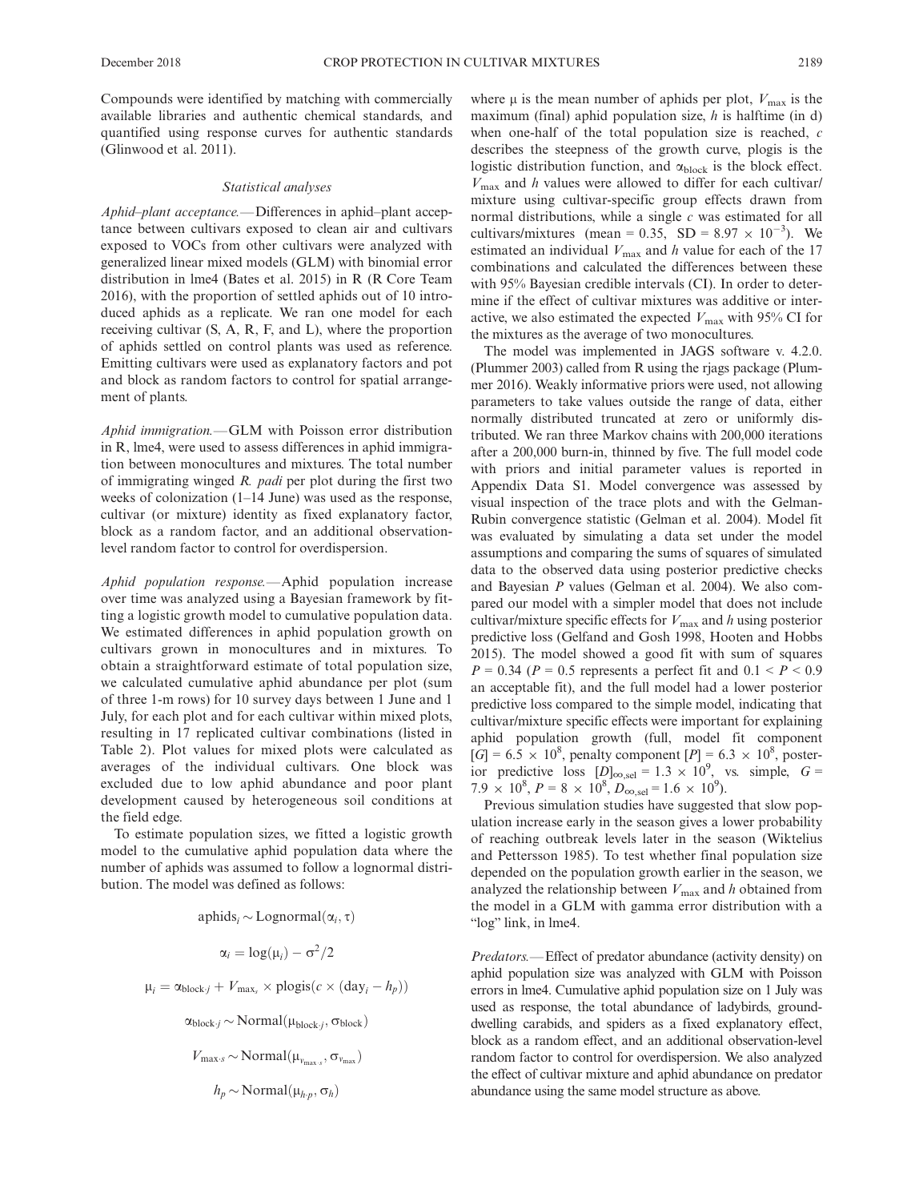Compounds were identified by matching with commercially available libraries and authentic chemical standards, and quantified using response curves for authentic standards (Glinwood et al. 2011).

### Statistical analyses

*Aphid–plant acceptance.*—Differences in aphid–plant acceptance between cultivars exposed to clean air and cultivars exposed to VOCs from other cultivars were analyzed with generalized linear mixed models (GLM) with binomial error distribution in lme4 (Bates et al. 2015) in R (R Core Team 2016), with the proportion of settled aphids out of 10 introduced aphids as a replicate. We ran one model for each receiving cultivar (S, A, R, F, and L), where the proportion of aphids settled on control plants was used as reference. Emitting cultivars were used as explanatory factors and pot and block as random factors to control for spatial arrangement of plants.

*Aphid immigration.*—GLM with Poisson error distribution in R, lme4, were used to assess differences in aphid immigration between monocultures and mixtures. The total number of immigrating winged *R. padi* per plot during the first two weeks of colonization (1–14 June) was used as the response, cultivar (or mixture) identity as fixed explanatory factor, block as a random factor, and an additional observation-level random factor to control for overdispersion.

*Aphid population response.*—Aphid population increase over time was analyzed using a Bayesian framework by fitting a logistic growth model to cumulative population data. We estimated differences in aphid population growth on cultivars grown in monocultures and in mixtures. To obtain a straightforward estimate of total population size, we calculated cumulative aphid abundance per plot (sum of three 1-m rows) for 10 survey days between 1 June and 1 July, for each plot and for each cultivar within mixed plots, resulting in 17 replicated cultivar combinations (listed in Table 2). Plot values for mixed plots were calculated as averages of the individual cultivars. One block was excluded due to low aphid abundance and poor plant development caused by heterogeneous soil conditions at the field edge.

To estimate population sizes, we fitted a logistic growth model to the cumulative aphid population data where the number of aphids was assumed to follow a lognormal distribution. The model was defined as follows:

$$\text{aphids}_i \sim \text{Lognormal}(\alpha_i, \tau)$$

$$\alpha_i = \log(\mu_i) - \sigma^2/2$$

$$\mu_i = \alpha_{\text{block}\cdot j} + V_{\max_i} \times \text{plogis}(c \times (\text{day}_i - h_p))$$

$$\alpha_{\text{block}\cdot j} \sim \text{Normal}(\mu_{\text{block}\cdot j}, \sigma_{\text{block}})$$

$$V_{\max\cdot s} \sim \text{Normal}(\mu_{v_{\max}\cdot s}, \sigma_{v_{\max}})$$

$$h_p \sim \text{Normal}(\mu_{h\cdot p}, \sigma_h)$$

where μ is the mean number of aphids per plot, $V_{\max}$ is the maximum (final) aphid population size, $h$ is halftime (in d) when one-half of the total population size is reached, $c$ describes the steepness of the growth curve, plogis is the logistic distribution function, and $\alpha_{\text{block}}$ is the block effect. $V_{\max}$ and $h$ values were allowed to differ for each cultivar/mixture using cultivar-specific group effects drawn from normal distributions, while a single $c$ was estimated for all cultivars/mixtures (mean = 0.35, SD = $8.97 \times 10^{-3}$). We estimated an individual $V_{\max}$ and $h$ value for each of the 17 combinations and calculated the differences between these with 95% Bayesian credible intervals (CI). In order to determine if the effect of cultivar mixtures was additive or interactive, we also estimated the expected $V_{\max}$ with 95% CI for the mixtures as the average of two monocultures.

The model was implemented in JAGS software v. 4.2.0. (Plummer 2003) called from R using the rjags package (Plummer 2016). Weakly informative priors were used, not allowing parameters to take values outside the range of data, either normally distributed truncated at zero or uniformly distributed. We ran three Markov chains with 200,000 iterations after a 200,000 burn-in, thinned by five. The full model code with priors and initial parameter values is reported in Appendix Data S1. Model convergence was assessed by visual inspection of the trace plots and with the Gelman-Rubin convergence statistic (Gelman et al. 2004). Model fit was evaluated by simulating a data set under the model assumptions and comparing the sums of squares of simulated data to the observed data using posterior predictive checks and Bayesian $P$ values (Gelman et al. 2004). We also compared our model with a simpler model that does not include cultivar/mixture specific effects for $V_{\max}$ and $h$ using posterior predictive loss (Gelfand and Gosh 1998, Hooten and Hobbs 2015). The model showed a good fit with sum of squares $P = 0.34$ ($P = 0.5$ represents a perfect fit and $0.1 < P < 0.9$ an acceptable fit), and the full model had a lower posterior predictive loss compared to the simple model, indicating that cultivar/mixture specific effects were important for explaining aphid population growth (full, model fit component $[G] = 6.5 \times 10^8$, penalty component $[P] = 6.3 \times 10^8$, posterior predictive loss $[D]_{\infty,\text{sel}} = 1.3 \times 10^9$, vs. simple, $G = 7.9 \times 10^8$, $P = 8 \times 10^8$, $D_{\infty,\text{sel}} = 1.6 \times 10^9$).

Previous simulation studies have suggested that slow population increase early in the season gives a lower probability of reaching outbreak levels later in the season (Wiktelius and Pettersson 1985). To test whether final population size depended on the population growth earlier in the season, we analyzed the relationship between $V_{\max}$ and $h$ obtained from the model in a GLM with gamma error distribution with a "log" link, in lme4.

*Predators.*—Effect of predator abundance (activity density) on aphid population size was analyzed with GLM with Poisson errors in lme4. Cumulative aphid population size on 1 July was used as response, the total abundance of ladybirds, ground-dwelling carabids, and spiders as a fixed explanatory effect, block as a random effect, and an additional observation-level random factor to control for overdispersion. We also analyzed the effect of cultivar mixture and aphid abundance on predator abundance using the same model structure as above.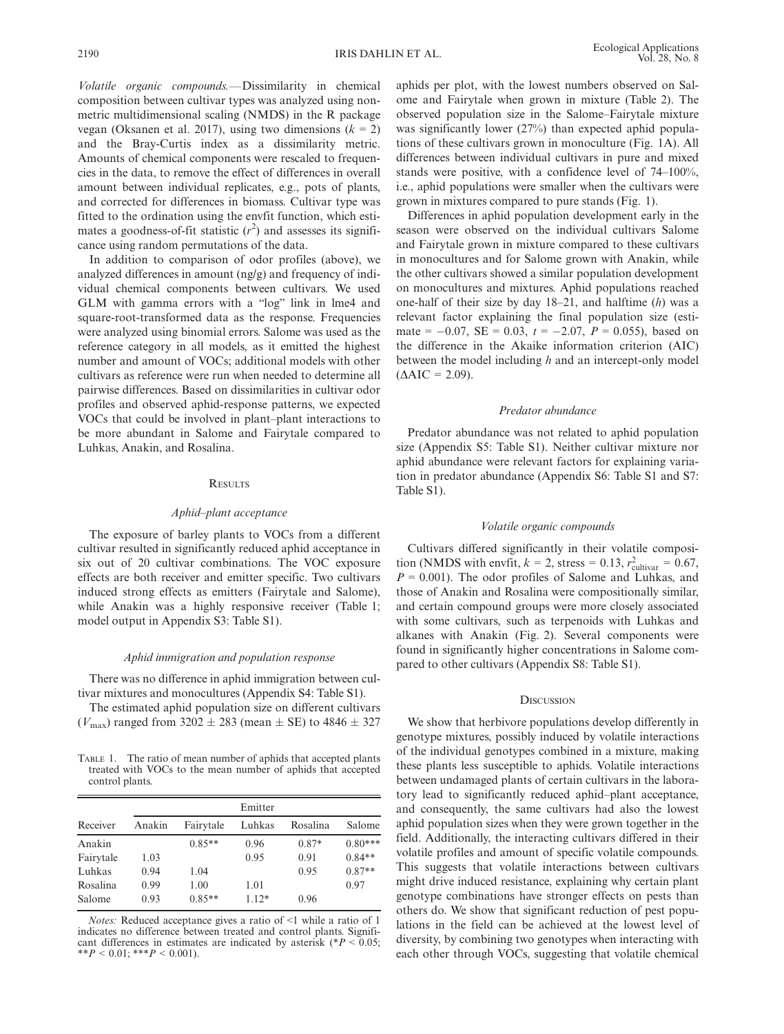*Volatile organic compounds.*—Dissimilarity in chemical composition between cultivar types was analyzed using non-metric multidimensional scaling (NMDS) in the R package vegan (Oksanen et al. 2017), using two dimensions ($k = 2$) and the Bray-Curtis index as a dissimilarity metric. Amounts of chemical components were rescaled to frequencies in the data, to remove the effect of differences in overall amount between individual replicates, e.g., pots of plants, and corrected for differences in biomass. Cultivar type was fitted to the ordination using the envfit function, which estimates a goodness-of-fit statistic ($r^2$) and assesses its significance using random permutations of the data.

In addition to comparison of odor profiles (above), we analyzed differences in amount (ng/g) and frequency of individual chemical components between cultivars. We used GLM with gamma errors with a "log" link in lme4 and square-root-transformed data as the response. Frequencies were analyzed using binomial errors. Salome was used as the reference category in all models, as it emitted the highest number and amount of VOCs; additional models with other cultivars as reference were run when needed to determine all pairwise differences. Based on dissimilarities in cultivar odor profiles and observed aphid-response patterns, we expected VOCs that could be involved in plant–plant interactions to be more abundant in Salome and Fairytale compared to Luhkas, Anakin, and Rosalina.

## Results

### Aphid–plant acceptance

The exposure of barley plants to VOCs from a different cultivar resulted in significantly reduced aphid acceptance in six out of 20 cultivar combinations. The VOC exposure effects are both receiver and emitter specific. Two cultivars induced strong effects as emitters (Fairytale and Salome), while Anakin was a highly responsive receiver (Table 1; model output in Appendix S3: Table S1).

### Aphid immigration and population response

There was no difference in aphid immigration between cultivar mixtures and monocultures (Appendix S4: Table S1).

The estimated aphid population size on different cultivars ($V_{max}$) ranged from 3202 ± 283 (mean ± SE) to 4846 ± 327 aphids per plot, with the lowest numbers observed on Salome and Fairytale when grown in mixture (Table 2). The observed population size in the Salome–Fairytale mixture was significantly lower (27%) than expected aphid populations of these cultivars grown in monoculture (Fig. 1A). All differences between individual cultivars in pure and mixed stands were positive, with a confidence level of 74–100%, i.e., aphid populations were smaller when the cultivars were grown in mixtures compared to pure stands (Fig. 1).

Differences in aphid population development early in the season were observed on the individual cultivars Salome and Fairytale grown in mixture compared to these cultivars in monocultures and for Salome grown with Anakin, while the other cultivars showed a similar population development on monocultures and mixtures. Aphid populations reached one-half of their size by day 18–21, and halftime ($h$) was a relevant factor explaining the final population size (estimate = −0.07, SE = 0.03, $t = -2.07$, $P = 0.055$), based on the difference in the Akaike information criterion (AIC) between the model including $h$ and an intercept-only model ($\Delta AIC = 2.09$).

### Predator abundance

Predator abundance was not related to aphid population size (Appendix S5: Table S1). Neither cultivar mixture nor aphid abundance were relevant factors for explaining variation in predator abundance (Appendix S6: Table S1 and S7: Table S1).

### Volatile organic compounds

Cultivars differed significantly in their volatile composition (NMDS with envfit, $k = 2$, stress = 0.13, $r^2_{cultivar} = 0.67$, $P = 0.001$). The odor profiles of Salome and Luhkas, and those of Anakin and Rosalina were compositionally similar, and certain compound groups were more closely associated with some cultivars, such as terpenoids with Luhkas and alkanes with Anakin (Fig. 2). Several components were found in significantly higher concentrations in Salome compared to other cultivars (Appendix S8: Table S1).

Table 1. The ratio of mean number of aphids that accepted plants treated with VOCs to the mean number of aphids that accepted control plants.

| Receiver | Emitter: Anakin | Fairytale | Luhkas | Rosalina | Salome |
|---|---|---|---|---|---|
| Anakin | | 0.85** | 0.96 | 0.87* | 0.80*** |
| Fairytale | 1.03 | | 0.95 | 0.91 | 0.84** |
| Luhkas | 0.94 | 1.04 | | 0.95 | 0.87** |
| Rosalina | 0.99 | 1.00 | 1.01 | | 0.97 |
| Salome | 0.93 | 0.85** | 1.12* | 0.96 | |

*Notes:* Reduced acceptance gives a ratio of <1 while a ratio of 1 indicates no difference between treated and control plants. Significant differences in estimates are indicated by asterisk (*$P < 0.05$; **$P < 0.01$; ***$P < 0.001$).

## Discussion

We show that herbivore populations develop differently in genotype mixtures, possibly induced by volatile interactions of the individual genotypes combined in a mixture, making these plants less susceptible to aphids. Volatile interactions between undamaged plants of certain cultivars in the laboratory lead to significantly reduced aphid–plant acceptance, and consequently, the same cultivars had also the lowest aphid population sizes when they were grown together in the field. Additionally, the interacting cultivars differed in their volatile profiles and amount of specific volatile compounds. This suggests that volatile interactions between cultivars might drive induced resistance, explaining why certain plant genotype combinations have stronger effects on pests than others do. We show that significant reduction of pest populations in the field can be achieved at the lowest level of diversity, by combining two genotypes when interacting with each other through VOCs, suggesting that volatile chemical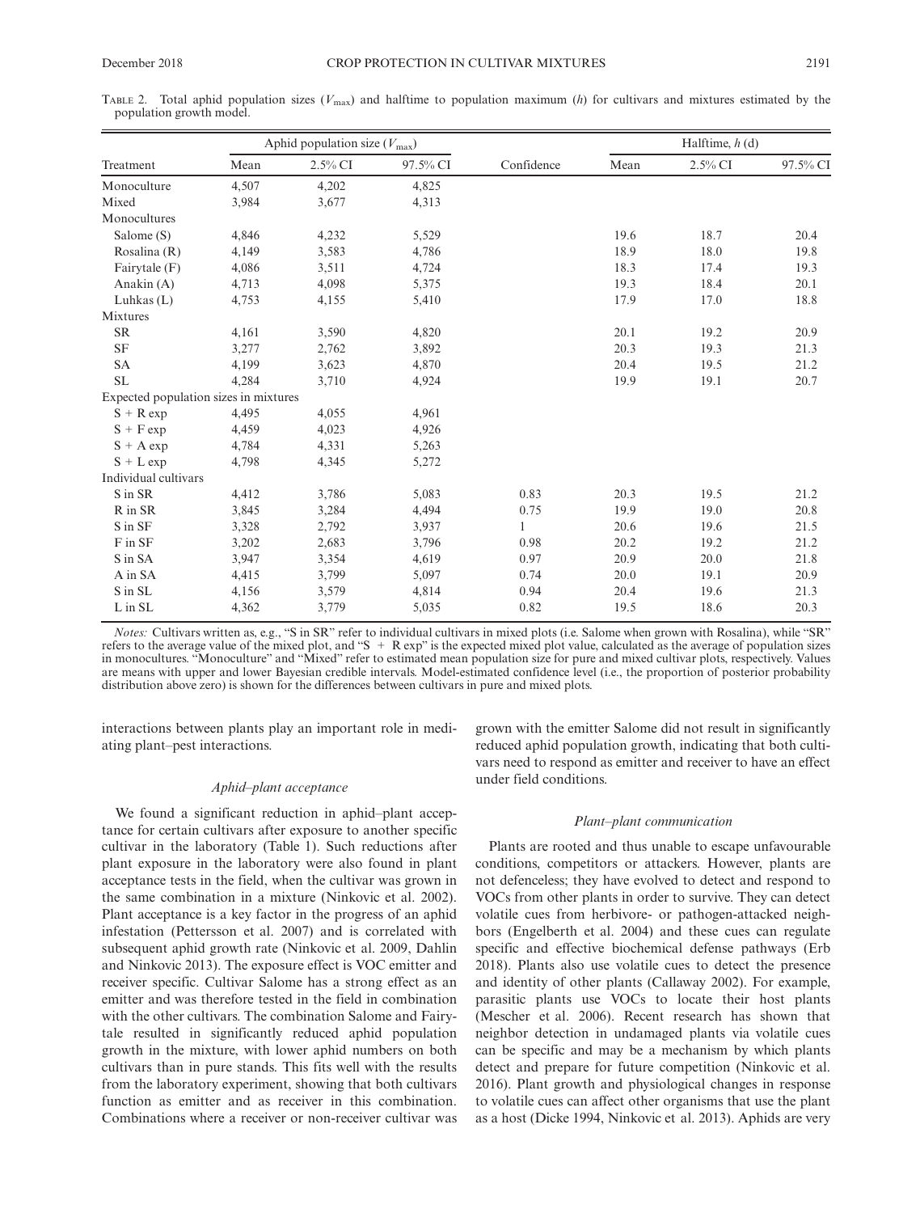Table 2. Total aphid population sizes ($V_{max}$) and halftime to population maximum ($h$) for cultivars and mixtures estimated by the population growth model.

| Treatment | Aphid population size ($V_{max}$) | | | Confidence | Halftime, $h$ (d) | | |
|---|---|---|---|---|---|---|---|
| | Mean | 2.5% CI | 97.5% CI | | Mean | 2.5% CI | 97.5% CI |
| Monoculture | 4,507 | 4,202 | 4,825 | | | | |
| Mixed | 3,984 | 3,677 | 4,313 | | | | |
| Monocultures | | | | | | | |
| Salome (S) | 4,846 | 4,232 | 5,529 | | 19.6 | 18.7 | 20.4 |
| Rosalina (R) | 4,149 | 3,583 | 4,786 | | 18.9 | 18.0 | 19.8 |
| Fairytale (F) | 4,086 | 3,511 | 4,724 | | 18.3 | 17.4 | 19.3 |
| Anakin (A) | 4,713 | 4,098 | 5,375 | | 19.3 | 18.4 | 20.1 |
| Luhkas (L) | 4,753 | 4,155 | 5,410 | | 17.9 | 17.0 | 18.8 |
| Mixtures | | | | | | | |
| SR | 4,161 | 3,590 | 4,820 | | 20.1 | 19.2 | 20.9 |
| SF | 3,277 | 2,762 | 3,892 | | 20.3 | 19.3 | 21.3 |
| SA | 4,199 | 3,623 | 4,870 | | 20.4 | 19.5 | 21.2 |
| SL | 4,284 | 3,710 | 4,924 | | 19.9 | 19.1 | 20.7 |
| Expected population sizes in mixtures | | | | | | | |
| S + R exp | 4,495 | 4,055 | 4,961 | | | | |
| S + F exp | 4,459 | 4,023 | 4,926 | | | | |
| S + A exp | 4,784 | 4,331 | 5,263 | | | | |
| S + L exp | 4,798 | 4,345 | 5,272 | | | | |
| Individual cultivars | | | | | | | |
| S in SR | 4,412 | 3,786 | 5,083 | 0.83 | 20.3 | 19.5 | 21.2 |
| R in SR | 3,845 | 3,284 | 4,494 | 0.75 | 19.9 | 19.0 | 20.8 |
| S in SF | 3,328 | 2,792 | 3,937 | 1 | 20.6 | 19.6 | 21.5 |
| F in SF | 3,202 | 2,683 | 3,796 | 0.98 | 20.2 | 19.2 | 21.2 |
| S in SA | 3,947 | 3,354 | 4,619 | 0.97 | 20.9 | 20.0 | 21.8 |
| A in SA | 4,415 | 3,799 | 5,097 | 0.74 | 20.0 | 19.1 | 20.9 |
| S in SL | 4,156 | 3,579 | 4,814 | 0.94 | 20.4 | 19.6 | 21.3 |
| L in SL | 4,362 | 3,779 | 5,035 | 0.82 | 19.5 | 18.6 | 20.3 |

*Notes:* Cultivars written as, e.g., "S in SR" refer to individual cultivars in mixed plots (i.e. Salome when grown with Rosalina), while "SR" refers to the average value of the mixed plot, and "S + R exp" is the expected mixed plot value, calculated as the average of population sizes in monocultures. "Monoculture" and "Mixed" refer to estimated mean population size for pure and mixed cultivar plots, respectively. Values are means with upper and lower Bayesian credible intervals. Model-estimated confidence level (i.e., the proportion of posterior probability distribution above zero) is shown for the differences between cultivars in pure and mixed plots.

interactions between plants play an important role in mediating plant–pest interactions.

### *Aphid–plant acceptance*

We found a significant reduction in aphid–plant acceptance for certain cultivars after exposure to another specific cultivar in the laboratory (Table 1). Such reductions after plant exposure in the laboratory were also found in plant acceptance tests in the field, when the cultivar was grown in the same combination in a mixture (Ninkovic et al. 2002). Plant acceptance is a key factor in the progress of an aphid infestation (Pettersson et al. 2007) and is correlated with subsequent aphid growth rate (Ninkovic et al. 2009, Dahlin and Ninkovic 2013). The exposure effect is VOC emitter and receiver specific. Cultivar Salome has a strong effect as an emitter and was therefore tested in the field in combination with the other cultivars. The combination Salome and Fairytale resulted in significantly reduced aphid population growth in the mixture, with lower aphid numbers on both cultivars than in pure stands. This fits well with the results from the laboratory experiment, showing that both cultivars function as emitter and as receiver in this combination. Combinations where a receiver or non-receiver cultivar was grown with the emitter Salome did not result in significantly reduced aphid population growth, indicating that both cultivars need to respond as emitter and receiver to have an effect under field conditions.

### *Plant–plant communication*

Plants are rooted and thus unable to escape unfavourable conditions, competitors or attackers. However, plants are not defenceless; they have evolved to detect and respond to VOCs from other plants in order to survive. They can detect volatile cues from herbivore- or pathogen-attacked neighbors (Engelberth et al. 2004) and these cues can regulate specific and effective biochemical defense pathways (Erb 2018). Plants also use volatile cues to detect the presence and identity of other plants (Callaway 2002). For example, parasitic plants use VOCs to locate their host plants (Mescher et al. 2006). Recent research has shown that neighbor detection in undamaged plants via volatile cues can be specific and may be a mechanism by which plants detect and prepare for future competition (Ninkovic et al. 2016). Plant growth and physiological changes in response to volatile cues can affect other organisms that use the plant as a host (Dicke 1994, Ninkovic et al. 2013). Aphids are very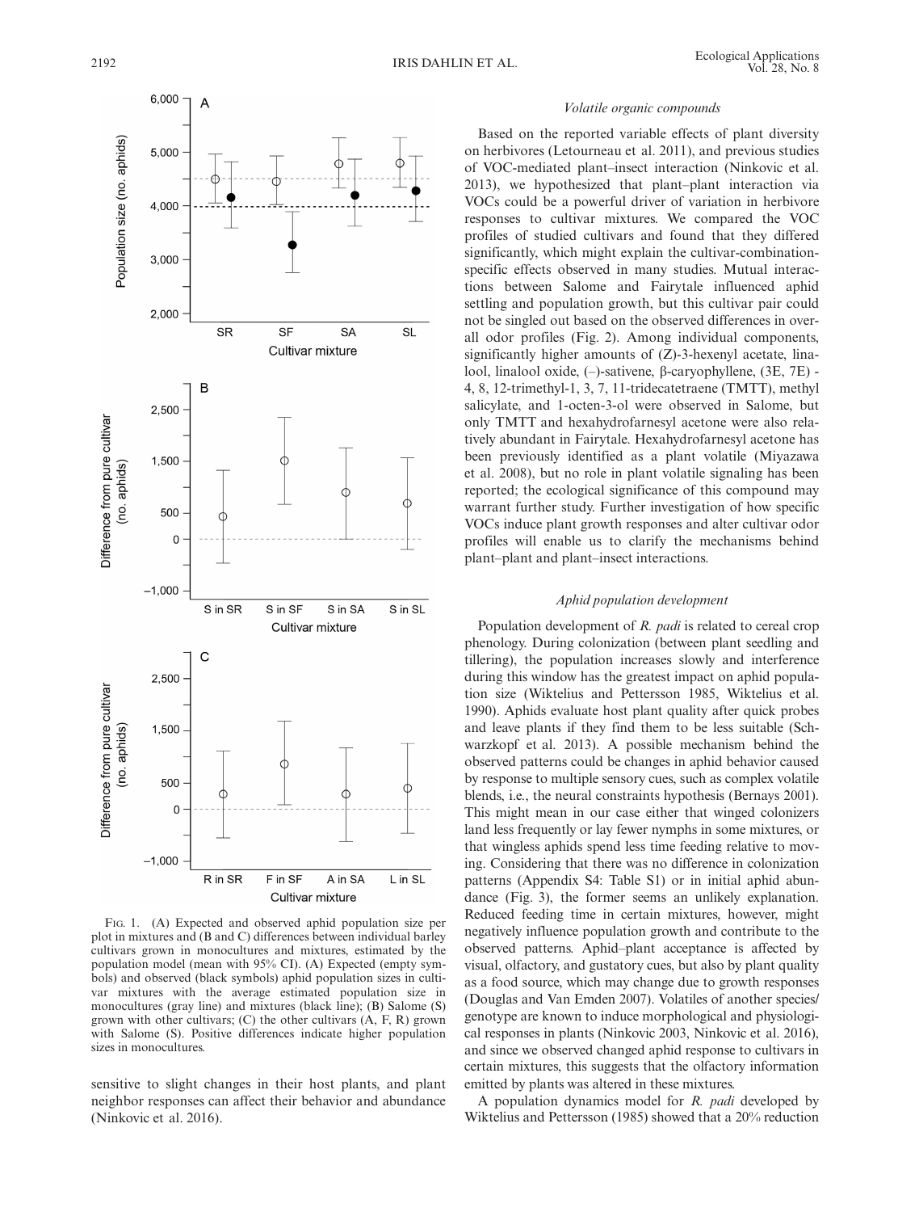Fig. 1. (A) Expected and observed aphid population size per plot in mixtures and (B and C) differences between individual barley cultivars grown in monocultures and mixtures, estimated by the population model (mean with 95% CI). (A) Expected (empty symbols) and observed (black symbols) aphid population sizes in cultivar mixtures with the average estimated population size in monocultures (gray line) and mixtures (black line); (B) Salome (S) grown with other cultivars; (C) the other cultivars (A, F, R) grown with Salome (S). Positive differences indicate higher population sizes in monocultures.

sensitive to slight changes in their host plants, and plant neighbor responses can affect their behavior and abundance (Ninkovic et al. 2016).

### *Volatile organic compounds*

Based on the reported variable effects of plant diversity on herbivores (Letourneau et al. 2011), and previous studies of VOC-mediated plant–insect interaction (Ninkovic et al. 2013), we hypothesized that plant–plant interaction via VOCs could be a powerful driver of variation in herbivore responses to cultivar mixtures. We compared the VOC profiles of studied cultivars and found that they differed significantly, which might explain the cultivar-combination-specific effects observed in many studies. Mutual interactions between Salome and Fairytale influenced aphid settling and population growth, but this cultivar pair could not be singled out based on the observed differences in overall odor profiles (Fig. 2). Among individual components, significantly higher amounts of (Z)-3-hexenyl acetate, linalool, linalool oxide, (–)-sativene, β-caryophyllene, (3E, 7E)-4, 8, 12-trimethyl-1, 3, 7, 11-tridecatetraene (TMTT), methyl salicylate, and 1-octen-3-ol were observed in Salome, but only TMTT and hexahydrofarnesyl acetone were also relatively abundant in Fairytale. Hexahydrofarnesyl acetone has been previously identified as a plant volatile (Miyazawa et al. 2008), but no role in plant volatile signaling has been reported; the ecological significance of this compound may warrant further study. Further investigation of how specific VOCs induce plant growth responses and alter cultivar odor profiles will enable us to clarify the mechanisms behind plant–plant and plant–insect interactions.

### *Aphid population development*

Population development of *R. padi* is related to cereal crop phenology. During colonization (between plant seedling and tillering), the population increases slowly and interference during this window has the greatest impact on aphid population size (Wiktelius and Pettersson 1985, Wiktelius et al. 1990). Aphids evaluate host plant quality after quick probes and leave plants if they find them to be less suitable (Schwarzkopf et al. 2013). A possible mechanism behind the observed patterns could be changes in aphid behavior caused by response to multiple sensory cues, such as complex volatile blends, i.e., the neural constraints hypothesis (Bernays 2001). This might mean in our case either that winged colonizers land less frequently or lay fewer nymphs in some mixtures, or that wingless aphids spend less time feeding relative to moving. Considering that there was no difference in colonization patterns (Appendix S4: Table S1) or in initial aphid abundance (Fig. 3), the former seems an unlikely explanation. Reduced feeding time in certain mixtures, however, might negatively influence population growth and contribute to the observed patterns. Aphid–plant acceptance is affected by visual, olfactory, and gustatory cues, but also by plant quality as a food source, which may change due to growth responses (Douglas and Van Emden 2007). Volatiles of another species/genotype are known to induce morphological and physiological responses in plants (Ninkovic 2003, Ninkovic et al. 2016), and since we observed changed aphid response to cultivars in certain mixtures, this suggests that the olfactory information emitted by plants was altered in these mixtures.

A population dynamics model for *R. padi* developed by Wiktelius and Pettersson (1985) showed that a 20% reduction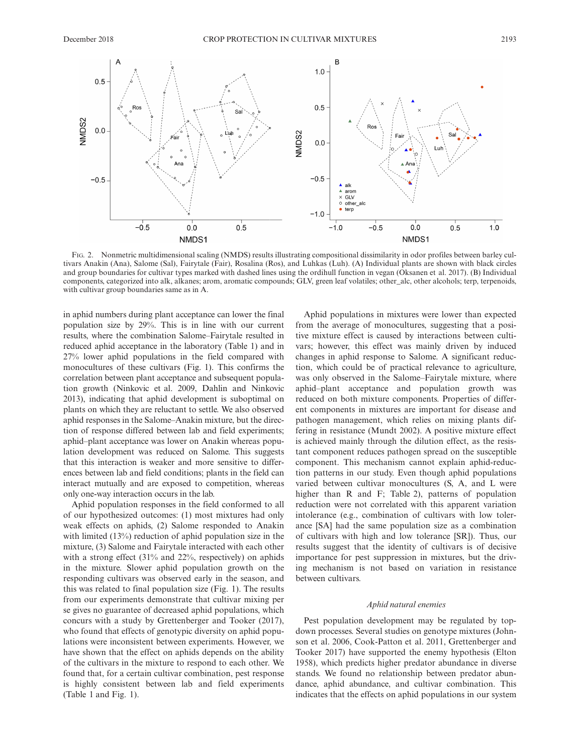Fig. 2. Nonmetric multidimensional scaling (NMDS) results illustrating compositional dissimilarity in odor profiles between barley cultivars Anakin (Ana), Salome (Sal), Fairytale (Fair), Rosalina (Ros), and Luhkas (Luh). (A) Individual plants are shown with black circles and group boundaries for cultivar types marked with dashed lines using the ordihull function in vegan (Oksanen et al. 2017). (B) Individual components, categorized into alk, alkanes; arom, aromatic compounds; GLV, green leaf volatiles; other_alc, other alcohols; terp, terpenoids, with cultivar group boundaries same as in A.

in aphid numbers during plant acceptance can lower the final population size by 29%. This is in line with our current results, where the combination Salome–Fairytale resulted in reduced aphid acceptance in the laboratory (Table 1) and in 27% lower aphid populations in the field compared with monocultures of these cultivars (Fig. 1). This confirms the correlation between plant acceptance and subsequent population growth (Ninkovic et al. 2009, Dahlin and Ninkovic 2013), indicating that aphid development is suboptimal on plants on which they are reluctant to settle. We also observed aphid responses in the Salome–Anakin mixture, but the direction of response differed between lab and field experiments; aphid–plant acceptance was lower on Anakin whereas population development was reduced on Salome. This suggests that this interaction is weaker and more sensitive to differences between lab and field conditions; plants in the field can interact mutually and are exposed to competition, whereas only one-way interaction occurs in the lab.

Aphid population responses in the field conformed to all of our hypothesized outcomes: (1) most mixtures had only weak effects on aphids, (2) Salome responded to Anakin with limited (13%) reduction of aphid population size in the mixture, (3) Salome and Fairytale interacted with each other with a strong effect (31% and 22%, respectively) on aphids in the mixture. Slower aphid population growth on the responding cultivars was observed early in the season, and this was related to final population size (Fig. 1). The results from our experiments demonstrate that cultivar mixing per se gives no guarantee of decreased aphid populations, which concurs with a study by Grettenberger and Tooker (2017), who found that effects of genotypic diversity on aphid populations were inconsistent between experiments. However, we have shown that the effect on aphids depends on the ability of the cultivars in the mixture to respond to each other. We found that, for a certain cultivar combination, pest response is highly consistent between lab and field experiments (Table 1 and Fig. 1).

Aphid populations in mixtures were lower than expected from the average of monocultures, suggesting that a positive mixture effect is caused by interactions between cultivars; however, this effect was mainly driven by induced changes in aphid response to Salome. A significant reduction, which could be of practical relevance to agriculture, was only observed in the Salome–Fairytale mixture, where aphid–plant acceptance and population growth was reduced on both mixture components. Properties of different components in mixtures are important for disease and pathogen management, which relies on mixing plants differing in resistance (Mundt 2002). A positive mixture effect is achieved mainly through the dilution effect, as the resistant component reduces pathogen spread on the susceptible component. This mechanism cannot explain aphid-reduction patterns in our study. Even though aphid populations varied between cultivar monocultures (S, A, and L were higher than R and F; Table 2), patterns of population reduction were not correlated with this apparent variation intolerance (e.g., combination of cultivars with low tolerance [SA] had the same population size as a combination of cultivars with high and low tolerance [SR]). Thus, our results suggest that the identity of cultivars is of decisive importance for pest suppression in mixtures, but the driving mechanism is not based on variation in resistance between cultivars.

### *Aphid natural enemies*

Pest population development may be regulated by top-down processes. Several studies on genotype mixtures (Johnson et al. 2006, Cook-Patton et al. 2011, Grettenberger and Tooker 2017) have supported the enemy hypothesis (Elton 1958), which predicts higher predator abundance in diverse stands. We found no relationship between predator abundance, aphid abundance, and cultivar combination. This indicates that the effects on aphid populations in our system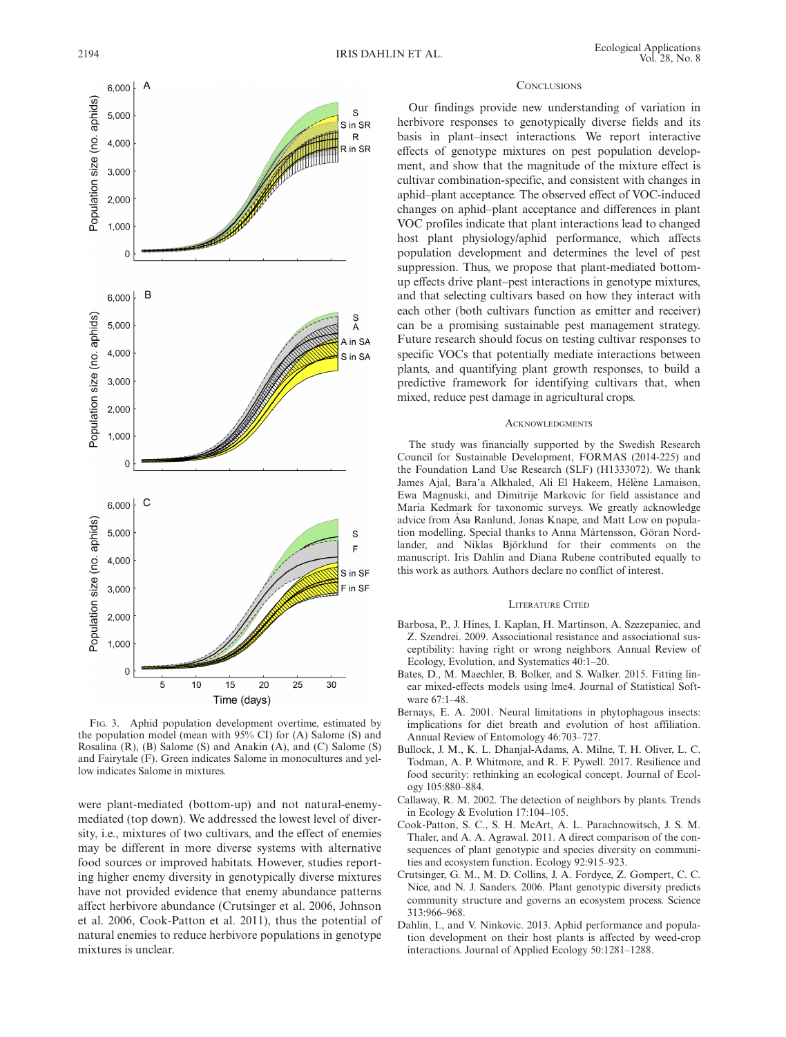Fig. 3. Aphid population development overtime, estimated by the population model (mean with 95% CI) for (A) Salome (S) and Rosalina (R), (B) Salome (S) and Anakin (A), and (C) Salome (S) and Fairytale (F). Green indicates Salome in monocultures and yellow indicates Salome in mixtures.

were plant-mediated (bottom-up) and not natural-enemy-mediated (top down). We addressed the lowest level of diversity, i.e., mixtures of two cultivars, and the effect of enemies may be different in more diverse systems with alternative food sources or improved habitats. However, studies reporting higher enemy diversity in genotypically diverse mixtures have not provided evidence that enemy abundance patterns affect herbivore abundance (Crutsinger et al. 2006, Johnson et al. 2006, Cook-Patton et al. 2011), thus the potential of natural enemies to reduce herbivore populations in genotype mixtures is unclear.

## Conclusions

Our findings provide new understanding of variation in herbivore responses to genotypically diverse fields and its basis in plant–insect interactions. We report interactive effects of genotype mixtures on pest population development, and show that the magnitude of the mixture effect is cultivar combination-specific, and consistent with changes in aphid–plant acceptance. The observed effect of VOC-induced changes on aphid–plant acceptance and differences in plant VOC profiles indicate that plant interactions lead to changed host plant physiology/aphid performance, which affects population development and determines the level of pest suppression. Thus, we propose that plant-mediated bottom-up effects drive plant–pest interactions in genotype mixtures, and that selecting cultivars based on how they interact with each other (both cultivars function as emitter and receiver) can be a promising sustainable pest management strategy. Future research should focus on testing cultivar responses to specific VOCs that potentially mediate interactions between plants, and quantifying plant growth responses, to build a predictive framework for identifying cultivars that, when mixed, reduce pest damage in agricultural crops.

## Acknowledgments

The study was financially supported by the Swedish Research Council for Sustainable Development, FORMAS (2014-225) and the Foundation Land Use Research (SLF) (H1333072). We thank James Ajal, Bara'a Alkhaled, Ali El Hakeem, Hélène Lamaison, Ewa Magnuski, and Dimitrije Markovic for field assistance and Maria Kedmark for taxonomic surveys. We greatly acknowledge advice from Åsa Ranlund, Jonas Knape, and Matt Low on population modelling. Special thanks to Anna Mårtensson, Göran Nordlander, and Niklas Björklund for their comments on the manuscript. Iris Dahlin and Diana Rubene contributed equally to this work as authors. Authors declare no conflict of interest.

## Literature Cited

Barbosa, P., J. Hines, I. Kaplan, H. Martinson, A. Szezepaniec, and Z. Szendrei. 2009. Associational resistance and associational susceptibility: having right or wrong neighbors. Annual Review of Ecology, Evolution, and Systematics 40:1–20.

Bates, D., M. Maechler, B. Bolker, and S. Walker. 2015. Fitting linear mixed-effects models using lme4. Journal of Statistical Software 67:1–48.

Bernays, E. A. 2001. Neural limitations in phytophagous insects: implications for diet breath and evolution of host affiliation. Annual Review of Entomology 46:703–727.

Bullock, J. M., K. L. Dhanjal-Adams, A. Milne, T. H. Oliver, L. C. Todman, A. P. Whitmore, and R. F. Pywell. 2017. Resilience and food security: rethinking an ecological concept. Journal of Ecology 105:880–884.

Callaway, R. M. 2002. The detection of neighbors by plants. Trends in Ecology & Evolution 17:104–105.

Cook-Patton, S. C., S. H. McArt, A. L. Parachnowitsch, J. S. M. Thaler, and A. A. Agrawal. 2011. A direct comparison of the consequences of plant genotypic and species diversity on communities and ecosystem function. Ecology 92:915–923.

Crutsinger, G. M., M. D. Collins, J. A. Fordyce, Z. Gompert, C. C. Nice, and N. J. Sanders. 2006. Plant genotypic diversity predicts community structure and governs an ecosystem process. Science 313:966–968.

Dahlin, I., and V. Ninkovic. 2013. Aphid performance and population development on their host plants is affected by weed-crop interactions. Journal of Applied Ecology 50:1281–1288.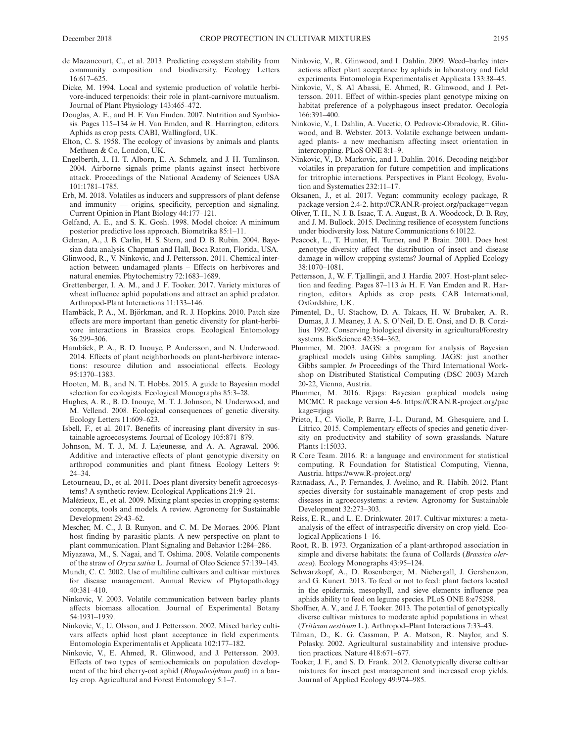de Mazancourt, C., et al. 2013. Predicting ecosystem stability from community composition and biodiversity. Ecology Letters 16:617–625.

Dicke, M. 1994. Local and systemic production of volatile herbivore-induced terpenoids: their role in plant-carnivore mutualism. Journal of Plant Physiology 143:465–472.

Douglas, A. E., and H. F. Van Emden. 2007. Nutrition and Symbiosis. Pages 115–134 *in* H. Van Emden, and R. Harrington, editors. Aphids as crop pests. CABI, Wallingford, UK.

Elton, C. S. 1958. The ecology of invasions by animals and plants. Methuen & Co, London, UK.

Engelberth, J., H. T. Alborn, E. A. Schmelz, and J. H. Tumlinson. 2004. Airborne signals prime plants against insect herbivore attack. Proceedings of the National Academy of Sciences USA 101:1781–1785.

Erb, M. 2018. Volatiles as inducers and suppressors of plant defense and immunity — origins, specificity, perception and signaling. Current Opinion in Plant Biology 44:177–121.

Gelfand, A. E., and S. K. Gosh. 1998. Model choice: A minimum posterior predictive loss approach. Biometrika 85:1–11.

Gelman, A., J. B. Carlin, H. S. Stern, and D. B. Rubin. 2004. Bayesian data analysis. Chapman and Hall, Boca Raton, Florida, USA.

Glinwood, R., V. Ninkovic, and J. Pettersson. 2011. Chemical interaction between undamaged plants – Effects on herbivores and natural enemies. Phytochemistry 72:1683–1689.

Grettenberger, I. A. M., and J. F. Tooker. 2017. Variety mixtures of wheat influence aphid populations and attract an aphid predator. Arthropod-Plant Interactions 11:133–146.

Hambäck, P. A., M. Björkman, and R. J. Hopkins. 2010. Patch size effects are more important than genetic diversity for plant-herbivore interactions in Brassica crops. Ecological Entomology 36:299–306.

Hambäck, P. A., B. D. Inouye, P. Andersson, and N. Underwood. 2014. Effects of plant neighborhoods on plant-herbivore interactions: resource dilution and associational effects. Ecology 95:1370–1383.

Hooten, M. B., and N. T. Hobbs. 2015. A guide to Bayesian model selection for ecologists. Ecological Monographs 85:3–28.

Hughes, A. R., B. D. Inouye, M. T. J. Johnson, N. Underwood, and M. Vellend. 2008. Ecological consequences of genetic diversity. Ecology Letters 11:609–623.

Isbell, F., et al. 2017. Benefits of increasing plant diversity in sustainable agroecosystems. Journal of Ecology 105:871–879.

Johnson, M. T. J., M. J. Lajeunesse, and A. A. Agrawal. 2006. Additive and interactive effects of plant genotypic diversity on arthropod communities and plant fitness. Ecology Letters 9: 24–34.

Letourneau, D., et al. 2011. Does plant diversity benefit agroecosystems? A synthetic review. Ecological Applications 21:9–21.

Malézieux, E., et al. 2009. Mixing plant species in cropping systems: concepts, tools and models. A review. Agronomy for Sustainable Development 29:43–62.

Mescher, M. C., J. B. Runyon, and C. M. De Moraes. 2006. Plant host finding by parasitic plants. A new perspective on plant to plant communication. Plant Signaling and Behavior 1:284–286.

Miyazawa, M., S. Nagai, and T. Oshima. 2008. Volatile components of the straw of *Oryza sativa* L. Journal of Oleo Science 57:139–143.

Mundt, C. C. 2002. Use of multiline cultivars and cultivar mixtures for disease management. Annual Review of Phytopathology 40:381–410.

Ninkovic, V. 2003. Volatile communication between barley plants affects biomass allocation. Journal of Experimental Botany 54:1931–1939.

Ninkovic, V., U. Olsson, and J. Pettersson. 2002. Mixed barley cultivars affects aphid host plant acceptance in field experiments. Entomologia Experimentalis et Applicata 102:177–182.

Ninkovic, V., E. Ahmed, R. Glinwood, and J. Pettersson. 2003. Effects of two types of semiochemicals on population development of the bird cherry-oat aphid (*Rhopalosiphum padi*) in a barley crop. Agricultural and Forest Entomology 5:1–7.

Ninkovic, V., R. Glinwood, and I. Dahlin. 2009. Weed–barley interactions affect plant acceptance by aphids in laboratory and field experiments. Entomologia Experimentalis et Applicata 133:38–45.

Ninkovic, V., S. Al Abassi, E. Ahmed, R. Glinwood, and J. Pettersson. 2011. Effect of within-species plant genotype mixing on habitat preference of a polyphagous insect predator. Oecologia 166:391–400.

Ninkovic, V., I. Dahlin, A. Vucetic, O. Pedrovic-Obradovic, R. Glinwood, and B. Webster. 2013. Volatile exchange between undamaged plants- a new mechanism affecting insect orientation in intercropping. PLoS ONE 8:1–9.

Ninkovic, V., D. Markovic, and I. Dahlin. 2016. Decoding neighbor volatiles in preparation for future competition and implications for tritrophic interactions. Perspectives in Plant Ecology, Evolution and Systematics 232:11–17.

Oksanen, J., et al. 2017. Vegan: community ecology package, R package version 2.4-2. http://CRAN.R-project.org/package=vegan

Oliver, T. H., N. J. B. Isaac, T. A. August, B. A. Woodcock, D. B. Roy, and J. M. Bullock. 2015. Declining resilience of ecosystem functions under biodiversity loss. Nature Communications 6:10122.

Peacock, L., T. Hunter, H. Turner, and P. Brain. 2001. Does host genotype diversity affect the distribution of insect and disease damage in willow cropping systems? Journal of Applied Ecology 38:1070–1081.

Pettersson, J., W. F. Tjallingii, and J. Hardie. 2007. Host-plant selection and feeding. Pages 87–113 *in* H. F. Van Emden and R. Harrington, editors. Aphids as crop pests. CAB International, Oxfordshire, UK.

Pimentel, D., U. Stachow, D. A. Takacs, H. W. Brubaker, A. R. Dumas, J. J. Meaney, J. A. S. O'Neil, D. E. Onsi, and D. B. Corzilius. 1992. Conserving biological diversity in agricultural/forestry systems. BioScience 42:354–362.

Plummer, M. 2003. JAGS: a program for analysis of Bayesian graphical models using Gibbs sampling. JAGS: just another Gibbs sampler. *In* Proceedings of the Third International Workshop on Distributed Statistical Computing (DSC 2003) March 20-22, Vienna, Austria.

Plummer, M. 2016. Rjags: Bayesian graphical models using MCMC. R package version 4-6. https://CRAN.R-project.org/package=rjags

Prieto, I., C. Violle, P. Barre, J.-L. Durand, M. Ghesquiere, and I. Litrico. 2015. Complementary effects of species and genetic diversity on productivity and stability of sown grasslands. Nature Plants 1:15033.

R Core Team. 2016. R: a language and environment for statistical computing. R Foundation for Statistical Computing, Vienna, Austria. https://www.R-project.org/

Ratnadass, A., P. Fernandes, J. Avelino, and R. Habib. 2012. Plant species diversity for sustainable management of crop pests and diseases in agroecosystems: a review. Agronomy for Sustainable Development 32:273–303.

Reiss, E. R., and L. E. Drinkwater. 2017. Cultivar mixtures: a meta-analysis of the effect of intraspecific diversity on crop yield. Ecological Applications 1–16.

Root, R. B. 1973. Organization of a plant-arthropod association in simple and diverse habitats: the fauna of Collards (*Brassica oleracea*). Ecology Monographs 43:95–124.

Schwarzkopf, A., D. Rosenberger, M. Niebergall, J. Gershenzon, and G. Kunert. 2013. To feed or not to feed: plant factors located in the epidermis, mesophyll, and sieve elements influence pea aphids ability to feed on legume species. PLoS ONE 8:e75298.

Shoffner, A. V., and J. F. Tooker. 2013. The potential of genotypically diverse cultivar mixtures to moderate aphid populations in wheat (*Triticum aestivum* L.). Arthropod–Plant Interactions 7:33–43.

Tilman, D., K. G. Cassman, P. A. Matson, R. Naylor, and S. Polasky. 2002. Agricultural sustainability and intensive production practices. Nature 418:671–677.

Tooker, J. F., and S. D. Frank. 2012. Genotypically diverse cultivar mixtures for insect pest management and increased crop yields. Journal of Applied Ecology 49:974–985.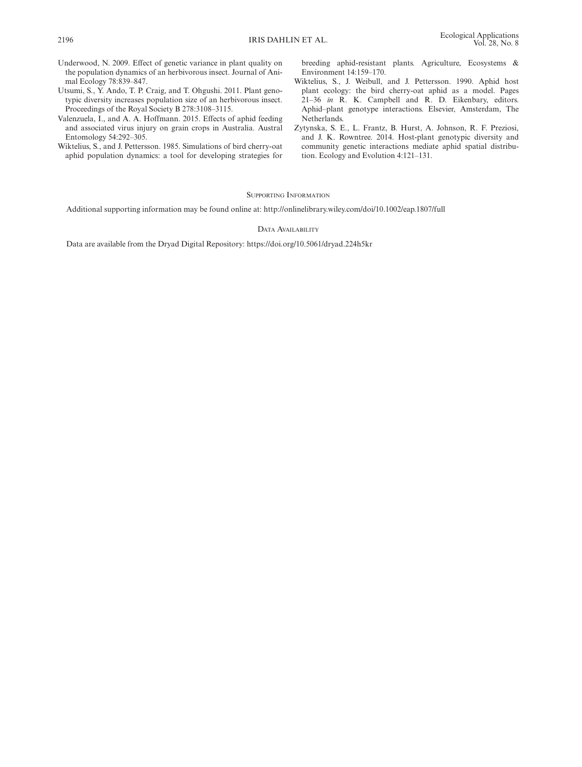Underwood, N. 2009. Effect of genetic variance in plant quality on the population dynamics of an herbivorous insect. Journal of Animal Ecology 78:839–847.

Utsumi, S., Y. Ando, T. P. Craig, and T. Ohgushi. 2011. Plant genotypic diversity increases population size of an herbivorous insect. Proceedings of the Royal Society B 278:3108–3115.

Valenzuela, I., and A. A. Hoffmann. 2015. Effects of aphid feeding and associated virus injury on grain crops in Australia. Austral Entomology 54:292–305.

Wiktelius, S., and J. Pettersson. 1985. Simulations of bird cherry-oat aphid population dynamics: a tool for developing strategies for breeding aphid-resistant plants. Agriculture, Ecosystems & Environment 14:159–170.

Wiktelius, S., J. Weibull, and J. Pettersson. 1990. Aphid host plant ecology: the bird cherry-oat aphid as a model. Pages 21–36 *in* R. K. Campbell and R. D. Eikenbary, editors. Aphid–plant genotype interactions. Elsevier, Amsterdam, The Netherlands.

Zytynska, S. E., L. Frantz, B. Hurst, A. Johnson, R. F. Preziosi, and J. K. Rowntree. 2014. Host-plant genotypic diversity and community genetic interactions mediate aphid spatial distribution. Ecology and Evolution 4:121–131.

## Supporting Information

Additional supporting information may be found online at: http://onlinelibrary.wiley.com/doi/10.1002/eap.1807/full

## Data Availability

Data are available from the Dryad Digital Repository: https://doi.org/10.5061/dryad.224h5kr